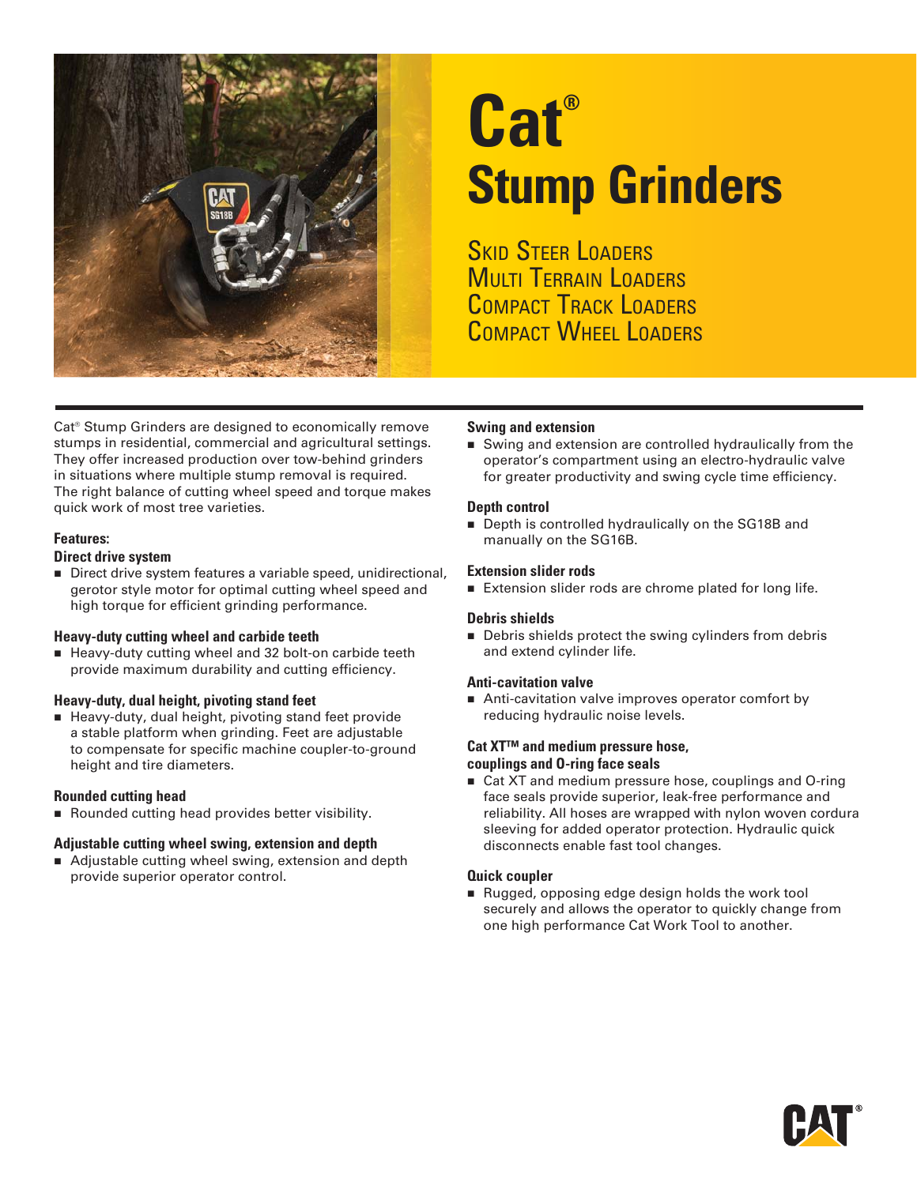# Cat® Stump Grinders

SKID STEER LOADERS
MULTI TERRAIN LOADERS
COMPACT TRACK LOADERS
COMPACT WHEEL LOADERS

Cat® Stump Grinders are designed to economically remove stumps in residential, commercial and agricultural settings. They offer increased production over tow-behind grinders in situations where multiple stump removal is required. The right balance of cutting wheel speed and torque makes quick work of most tree varieties.

**Features:**

### Direct drive system

- Direct drive system features a variable speed, unidirectional, gerotor style motor for optimal cutting wheel speed and high torque for efficient grinding performance.

### Heavy-duty cutting wheel and carbide teeth

- Heavy-duty cutting wheel and 32 bolt-on carbide teeth provide maximum durability and cutting efficiency.

### Heavy-duty, dual height, pivoting stand feet

- Heavy-duty, dual height, pivoting stand feet provide a stable platform when grinding. Feet are adjustable to compensate for specific machine coupler-to-ground height and tire diameters.

### Rounded cutting head

- Rounded cutting head provides better visibility.

### Adjustable cutting wheel swing, extension and depth

- Adjustable cutting wheel swing, extension and depth provide superior operator control.

### Swing and extension

- Swing and extension are controlled hydraulically from the operator's compartment using an electro-hydraulic valve for greater productivity and swing cycle time efficiency.

### Depth control

- Depth is controlled hydraulically on the SG18B and manually on the SG16B.

### Extension slider rods

- Extension slider rods are chrome plated for long life.

### Debris shields

- Debris shields protect the swing cylinders from debris and extend cylinder life.

### Anti-cavitation valve

- Anti-cavitation valve improves operator comfort by reducing hydraulic noise levels.

### Cat XT™ and medium pressure hose, couplings and O-ring face seals

- Cat XT and medium pressure hose, couplings and O-ring face seals provide superior, leak-free performance and reliability. All hoses are wrapped with nylon woven cordura sleeving for added operator protection. Hydraulic quick disconnects enable fast tool changes.

### Quick coupler

- Rugged, opposing edge design holds the work tool securely and allows the operator to quickly change from one high performance Cat Work Tool to another.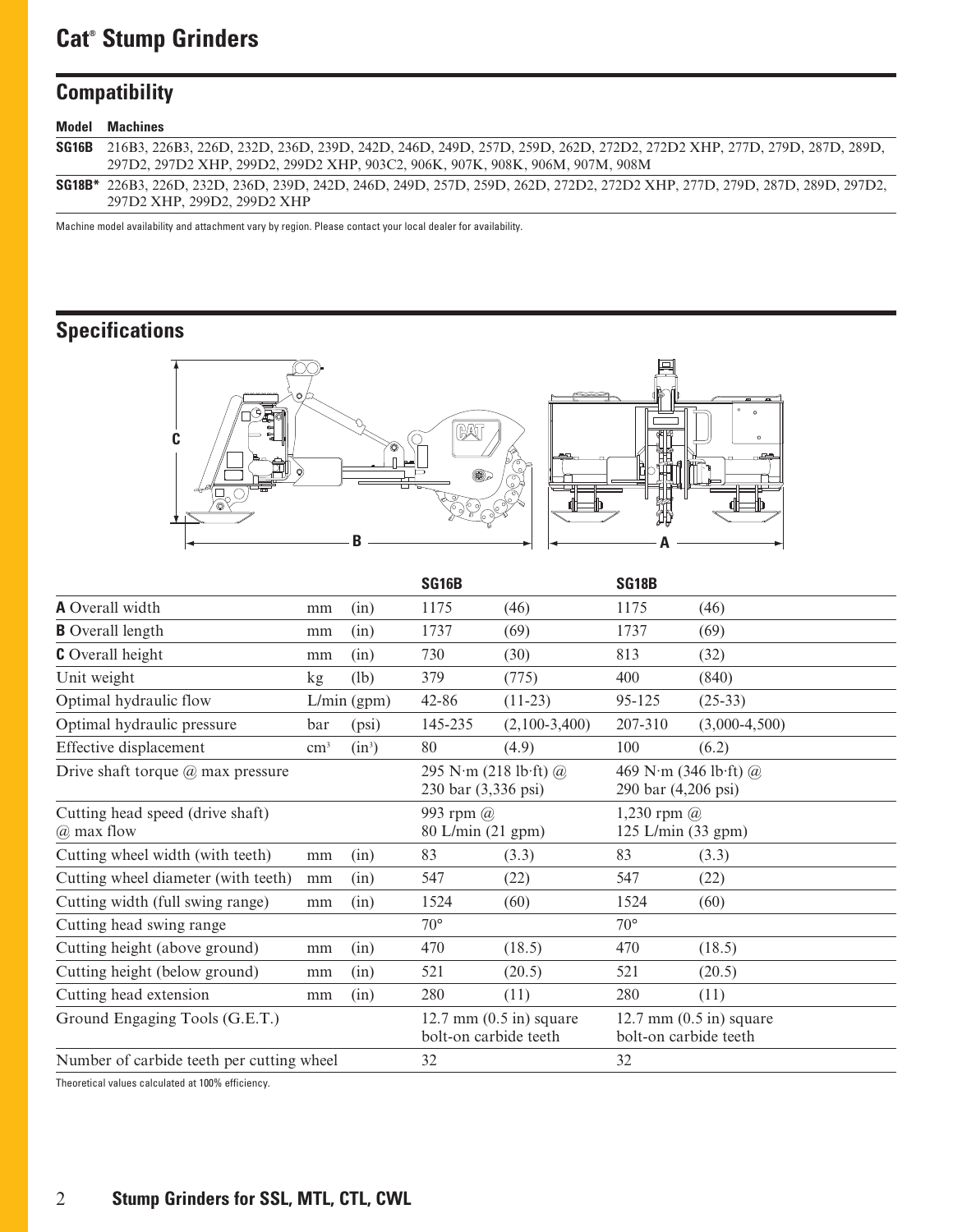# Cat® Stump Grinders

## Compatibility

| Model | Machines |
|---|---|
| **SG16B** | 216B3, 226B3, 226D, 232D, 236D, 239D, 242D, 246D, 249D, 257D, 259D, 262D, 272D2, 272D2 XHP, 277D, 279D, 287D, 289D, 297D2, 297D2 XHP, 299D2, 299D2 XHP, 903C2, 906K, 907K, 908K, 906M, 907M, 908M |
| **SG18B*** | 226B3, 226D, 232D, 236D, 239D, 242D, 246D, 249D, 257D, 259D, 262D, 272D2, 272D2 XHP, 277D, 279D, 287D, 289D, 297D2, 297D2 XHP, 299D2, 299D2 XHP |

Machine model availability and attachment vary by region. Please contact your local dealer for availability.

## Specifications

| | | | **SG16B** | | **SG18B** | |
|---|---|---|---|---|---|---|
| **A** Overall width | mm | (in) | 1175 | (46) | 1175 | (46) |
| **B** Overall length | mm | (in) | 1737 | (69) | 1737 | (69) |
| **C** Overall height | mm | (in) | 730 | (30) | 813 | (32) |
| Unit weight | kg | (lb) | 379 | (775) | 400 | (840) |
| Optimal hydraulic flow | L/min | (gpm) | 42-86 | (11-23) | 95-125 | (25-33) |
| Optimal hydraulic pressure | bar | (psi) | 145-235 | (2,100-3,400) | 207-310 | (3,000-4,500) |
| Effective displacement | $cm^3$ | ($in^3$) | 80 | (4.9) | 100 | (6.2) |
| Drive shaft torque @ max pressure | | | 295 N·m (218 lb·ft) @ 230 bar (3,336 psi) | | 469 N·m (346 lb·ft) @ 290 bar (4,206 psi) | |
| Cutting head speed (drive shaft) @ max flow | | | 993 rpm @ 80 L/min (21 gpm) | | 1,230 rpm @ 125 L/min (33 gpm) | |
| Cutting wheel width (with teeth) | mm | (in) | 83 | (3.3) | 83 | (3.3) |
| Cutting wheel diameter (with teeth) | mm | (in) | 547 | (22) | 547 | (22) |
| Cutting width (full swing range) | mm | (in) | 1524 | (60) | 1524 | (60) |
| Cutting head swing range | | | 70° | | 70° | |
| Cutting height (above ground) | mm | (in) | 470 | (18.5) | 470 | (18.5) |
| Cutting height (below ground) | mm | (in) | 521 | (20.5) | 521 | (20.5) |
| Cutting head extension | mm | (in) | 280 | (11) | 280 | (11) |
| Ground Engaging Tools (G.E.T.) | | | 12.7 mm (0.5 in) square bolt-on carbide teeth | | 12.7 mm (0.5 in) square bolt-on carbide teeth | |
| Number of carbide teeth per cutting wheel | | | 32 | | 32 | |

Theoretical values calculated at 100% efficiency.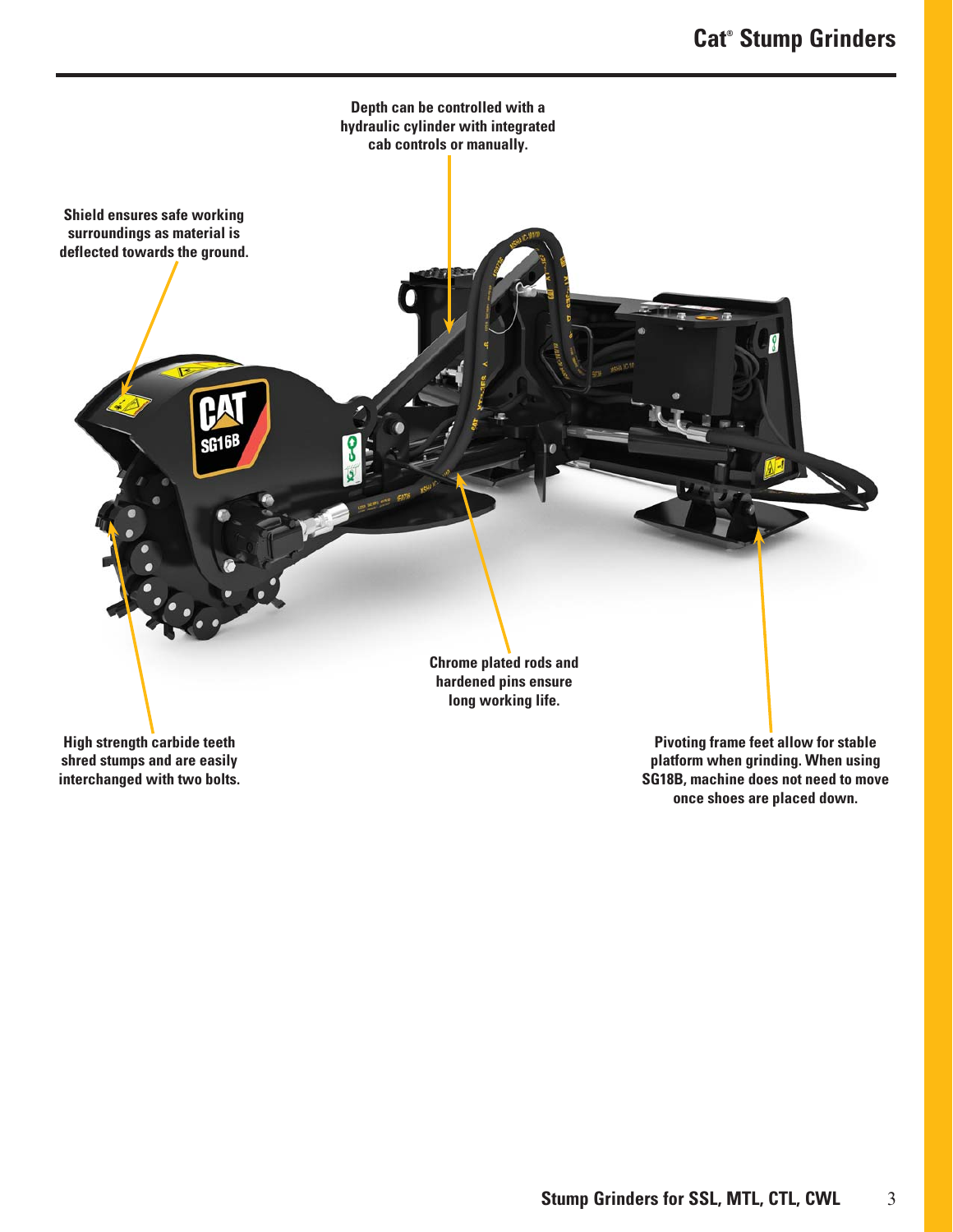Depth can be controlled with a hydraulic cylinder with integrated cab controls or manually.

Shield ensures safe working surroundings as material is deflected towards the ground.

Chrome plated rods and hardened pins ensure long working life.

High strength carbide teeth shred stumps and are easily interchanged with two bolts.

Pivoting frame feet allow for stable platform when grinding. When using SG18B, machine does not need to move once shoes are placed down.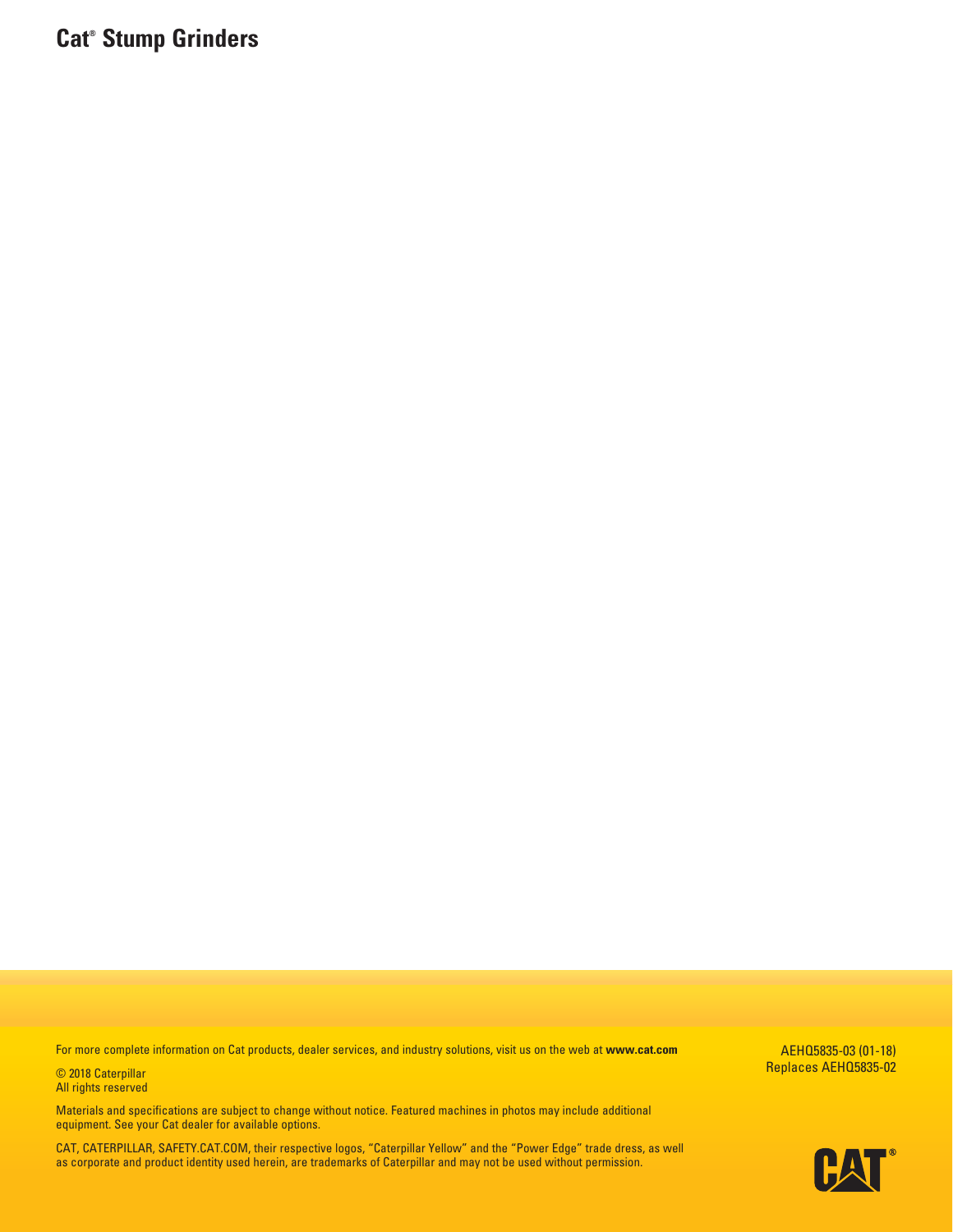# Cat® Stump Grinders

For more complete information on Cat products, dealer services, and industry solutions, visit us on the web at **www.cat.com**

© 2018 Caterpillar
All rights reserved

Materials and specifications are subject to change without notice. Featured machines in photos may include additional equipment. See your Cat dealer for available options.

CAT, CATERPILLAR, SAFETY.CAT.COM, their respective logos, "Caterpillar Yellow" and the "Power Edge" trade dress, as well as corporate and product identity used herein, are trademarks of Caterpillar and may not be used without permission.

AEHQ5835-03 (01-18)
Replaces AEHQ5835-02